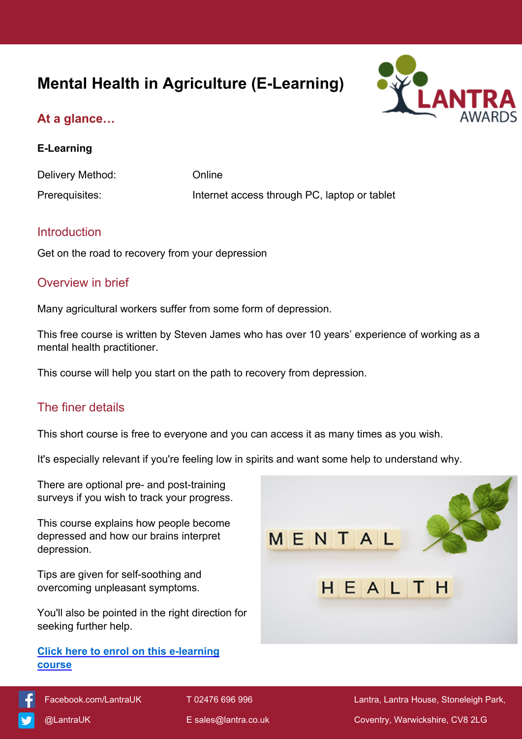# Mental Health in Agriculture (E-Learning)

## At a glance…

**E-Learning**

| | |
|---|---|
| Delivery Method: | Online |
| Prerequisites: | Internet access through PC, laptop or tablet |

## Introduction

Get on the road to recovery from your depression

## Overview in brief

Many agricultural workers suffer from some form of depression.

This free course is written by Steven James who has over 10 years' experience of working as a mental health practitioner.

This course will help you start on the path to recovery from depression.

## The finer details

This short course is free to everyone and you can access it as many times as you wish.

It's especially relevant if you're feeling low in spirits and want some help to understand why.

There are optional pre- and post-training surveys if you wish to track your progress.

This course explains how people become depressed and how our brains interpret depression.

Tips are given for self-soothing and overcoming unpleasant symptoms.

You'll also be pointed in the right direction for seeking further help.

**Click here to enrol on this e-learning course**

Facebook.com/LantraUK | T 02476 696 996 | Lantra, Lantra House, Stoneleigh Park,
@LantraUK | E sales@lantra.co.uk | Coventry, Warwickshire, CV8 2LG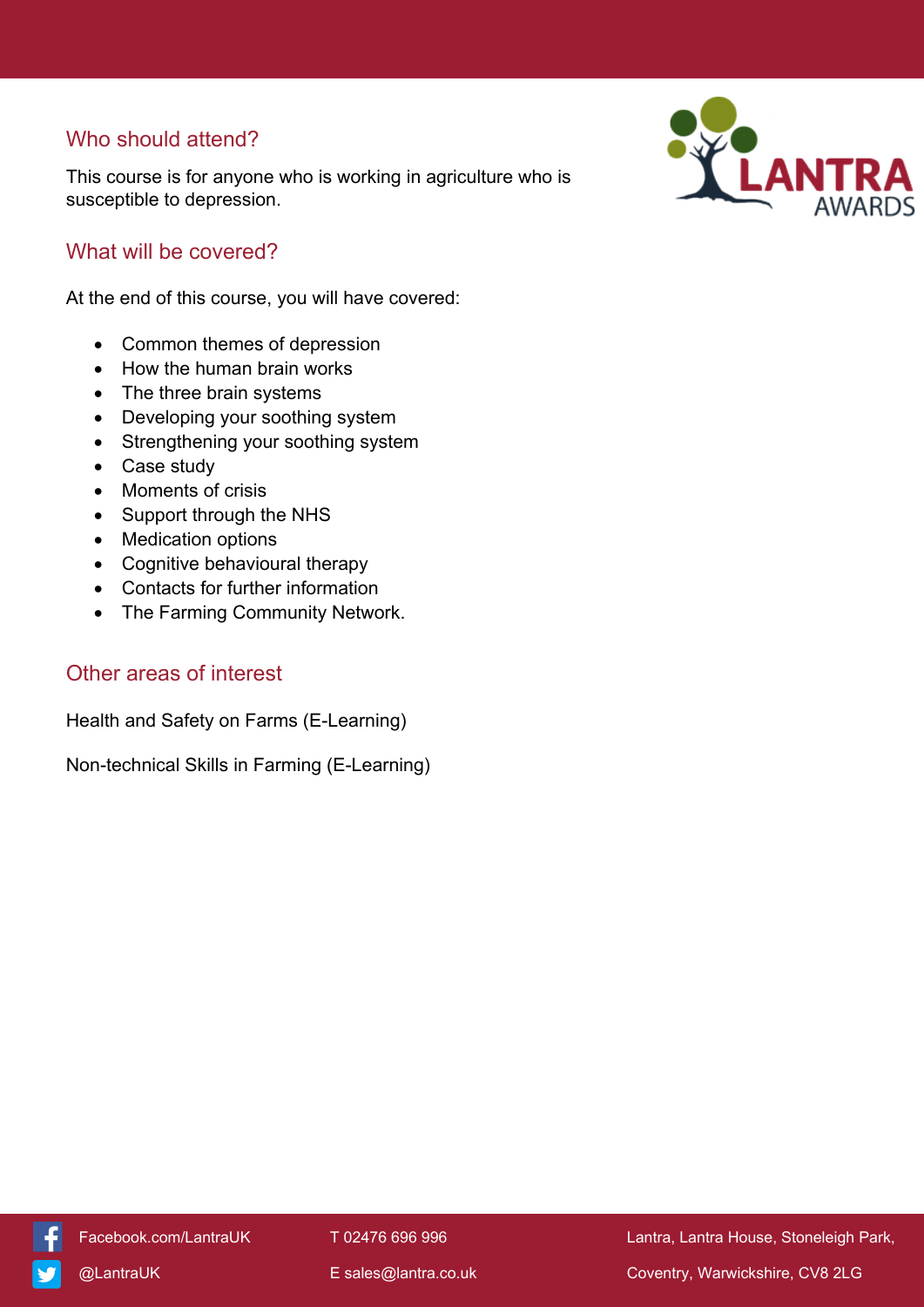## Who should attend?

This course is for anyone who is working in agriculture who is susceptible to depression.

## What will be covered?

At the end of this course, you will have covered:

- Common themes of depression
- How the human brain works
- The three brain systems
- Developing your soothing system
- Strengthening your soothing system
- Case study
- Moments of crisis
- Support through the NHS
- Medication options
- Cognitive behavioural therapy
- Contacts for further information
- The Farming Community Network.

## Other areas of interest

Health and Safety on Farms (E-Learning)

Non-technical Skills in Farming (E-Learning)

Facebook.com/LantraUK

@LantraUK

T 02476 696 996

E sales@lantra.co.uk

Lantra, Lantra House, Stoneleigh Park, Coventry, Warwickshire, CV8 2LG